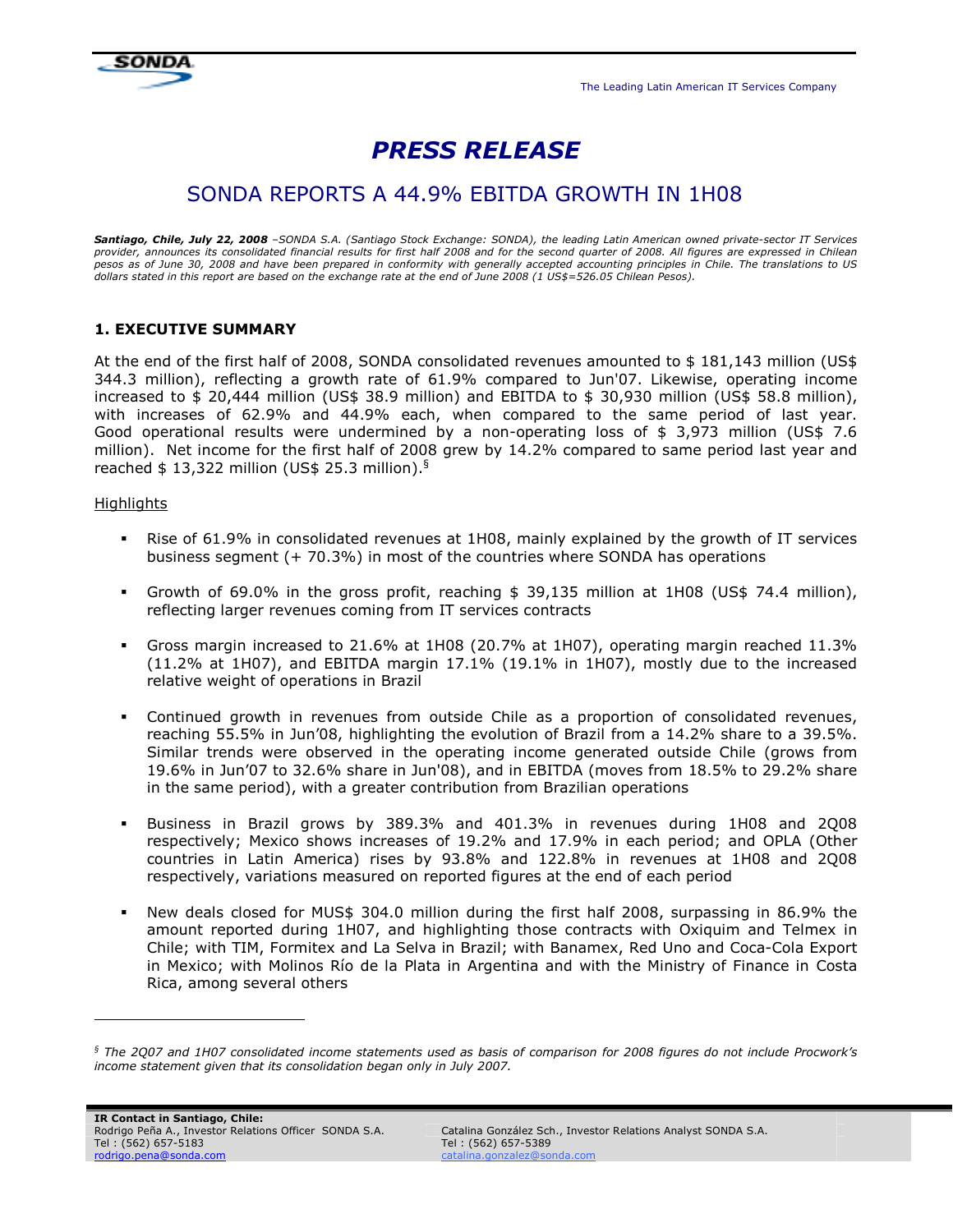The Leading Latin American IT Services Company

# PRESS RELEASE

## SONDA REPORTS A 44.9% EBITDA GROWTH IN 1H08

***Santiago, Chile, July 22, 2008*** *–SONDA S.A. (Santiago Stock Exchange: SONDA), the leading Latin American owned private-sector IT Services provider, announces its consolidated financial results for first half 2008 and for the second quarter of 2008. All figures are expressed in Chilean pesos as of June 30, 2008 and have been prepared in conformity with generally accepted accounting principles in Chile. The translations to US dollars stated in this report are based on the exchange rate at the end of June 2008 (1 US$=526.05 Chilean Pesos).*

### 1. EXECUTIVE SUMMARY

At the end of the first half of 2008, SONDA consolidated revenues amounted to $ 181,143 million (US$ 344.3 million), reflecting a growth rate of 61.9% compared to Jun'07. Likewise, operating income increased to $ 20,444 million (US$ 38.9 million) and EBITDA to $ 30,930 million (US$ 58.8 million), with increases of 62.9% and 44.9% each, when compared to the same period of last year. Good operational results were undermined by a non-operating loss of $ 3,973 million (US$ 7.6 million). Net income for the first half of 2008 grew by 14.2% compared to same period last year and reached $ 13,322 million (US$ 25.3 million).[§]

Highlights

- Rise of 61.9% in consolidated revenues at 1H08, mainly explained by the growth of IT services business segment (+ 70.3%) in most of the countries where SONDA has operations
- Growth of 69.0% in the gross profit, reaching $ 39,135 million at 1H08 (US$ 74.4 million), reflecting larger revenues coming from IT services contracts
- Gross margin increased to 21.6% at 1H08 (20.7% at 1H07), operating margin reached 11.3% (11.2% at 1H07), and EBITDA margin 17.1% (19.1% in 1H07), mostly due to the increased relative weight of operations in Brazil
- Continued growth in revenues from outside Chile as a proportion of consolidated revenues, reaching 55.5% in Jun'08, highlighting the evolution of Brazil from a 14.2% share to a 39.5%. Similar trends were observed in the operating income generated outside Chile (grows from 19.6% in Jun'07 to 32.6% share in Jun'08), and in EBITDA (moves from 18.5% to 29.2% share in the same period), with a greater contribution from Brazilian operations
- Business in Brazil grows by 389.3% and 401.3% in revenues during 1H08 and 2Q08 respectively; Mexico shows increases of 19.2% and 17.9% in each period; and OPLA (Other countries in Latin America) rises by 93.8% and 122.8% in revenues at 1H08 and 2Q08 respectively, variations measured on reported figures at the end of each period
- New deals closed for MUS$ 304.0 million during the first half 2008, surpassing in 86.9% the amount reported during 1H07, and highlighting those contracts with Oxiquim and Telmex in Chile; with TIM, Formitex and La Selva in Brazil; with Banamex, Red Uno and Coca-Cola Export in Mexico; with Molinos Río de la Plata in Argentina and with the Ministry of Finance in Costa Rica, among several others

[§] *The 2Q07 and 1H07 consolidated income statements used as basis of comparison for 2008 figures do not include Procwork's income statement given that its consolidation began only in July 2007.*

**IR Contact in Santiago, Chile:**
Rodrigo Peña A., Investor Relations Officer SONDA S.A.
Tel : (562) 657-5183
rodrigo.pena@sonda.com

Catalina González Sch., Investor Relations Analyst SONDA S.A.
Tel : (562) 657-5389
catalina.gonzalez@sonda.com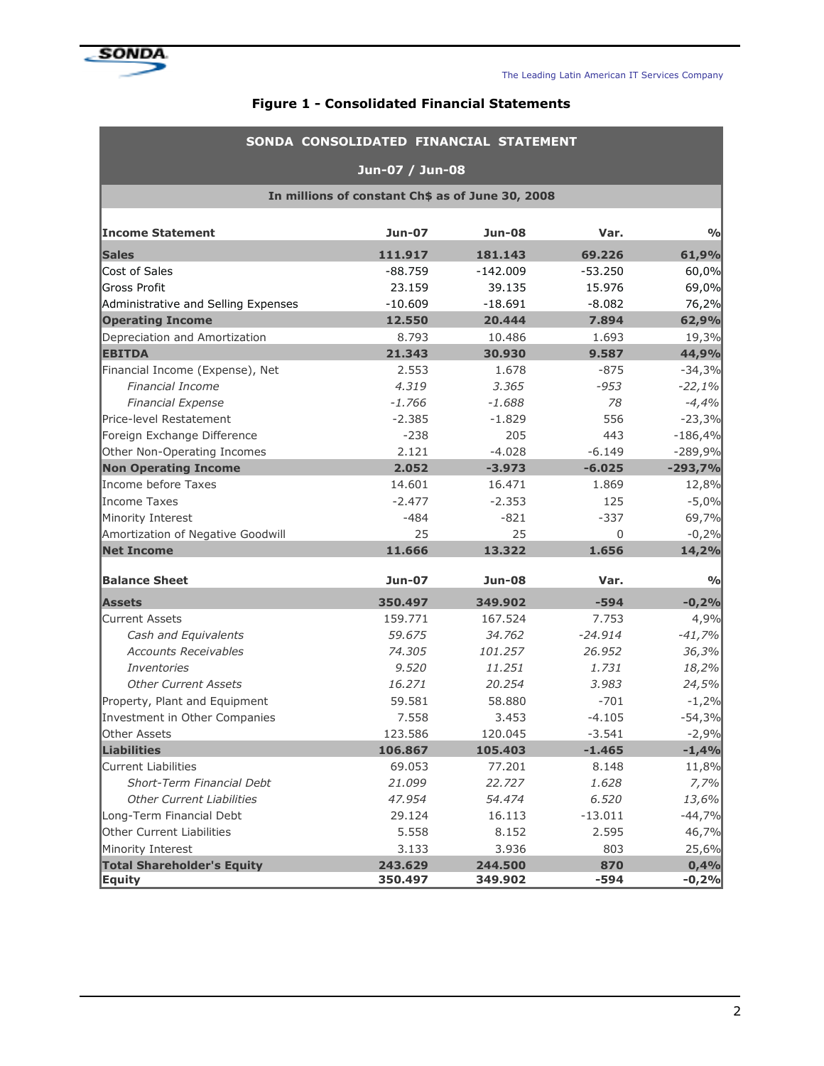# Figure 1 - Consolidated Financial Statements

| SONDA CONSOLIDATED FINANCIAL STATEMENT | | | | |
|---|---|---|---|---|
| Jun-07 / Jun-08 | | | | |
| In millions of constant Ch$ as of June 30, 2008 | | | | |
| **Income Statement** | **Jun-07** | **Jun-08** | **Var.** | **%** |
| **Sales** | **111.917** | **181.143** | **69.226** | **61,9%** |
| Cost of Sales | -88.759 | -142.009 | -53.250 | 60,0% |
| Gross Profit | 23.159 | 39.135 | 15.976 | 69,0% |
| Administrative and Selling Expenses | -10.609 | -18.691 | -8.082 | 76,2% |
| **Operating Income** | **12.550** | **20.444** | **7.894** | **62,9%** |
| Depreciation and Amortization | 8.793 | 10.486 | 1.693 | 19,3% |
| **EBITDA** | **21.343** | **30.930** | **9.587** | **44,9%** |
| Financial Income (Expense), Net | 2.553 | 1.678 | -875 | -34,3% |
| *Financial Income* | *4.319* | *3.365* | *-953* | *-22,1%* |
| *Financial Expense* | *-1.766* | *-1.688* | *78* | *-4,4%* |
| Price-level Restatement | -2.385 | -1.829 | 556 | -23,3% |
| Foreign Exchange Difference | -238 | 205 | 443 | -186,4% |
| Other Non-Operating Incomes | 2.121 | -4.028 | -6.149 | -289,9% |
| **Non Operating Income** | **2.052** | **-3.973** | **-6.025** | **-293,7%** |
| Income before Taxes | 14.601 | 16.471 | 1.869 | 12,8% |
| Income Taxes | -2.477 | -2.353 | 125 | -5,0% |
| Minority Interest | -484 | -821 | -337 | 69,7% |
| Amortization of Negative Goodwill | 25 | 25 | 0 | -0,2% |
| **Net Income** | **11.666** | **13.322** | **1.656** | **14,2%** |
| **Balance Sheet** | **Jun-07** | **Jun-08** | **Var.** | **%** |
| **Assets** | **350.497** | **349.902** | **-594** | **-0,2%** |
| Current Assets | 159.771 | 167.524 | 7.753 | 4,9% |
| *Cash and Equivalents* | *59.675* | *34.762* | *-24.914* | *-41,7%* |
| *Accounts Receivables* | *74.305* | *101.257* | *26.952* | *36,3%* |
| *Inventories* | *9.520* | *11.251* | *1.731* | *18,2%* |
| *Other Current Assets* | *16.271* | *20.254* | *3.983* | *24,5%* |
| Property, Plant and Equipment | 59.581 | 58.880 | -701 | -1,2% |
| Investment in Other Companies | 7.558 | 3.453 | -4.105 | -54,3% |
| Other Assets | 123.586 | 120.045 | -3.541 | -2,9% |
| **Liabilities** | **106.867** | **105.403** | **-1.465** | **-1,4%** |
| Current Liabilities | 69.053 | 77.201 | 8.148 | 11,8% |
| *Short-Term Financial Debt* | *21.099* | *22.727* | *1.628* | *7,7%* |
| *Other Current Liabilities* | *47.954* | *54.474* | *6.520* | *13,6%* |
| Long-Term Financial Debt | 29.124 | 16.113 | -13.011 | -44,7% |
| Other Current Liabilities | 5.558 | 8.152 | 2.595 | 46,7% |
| Minority Interest | 3.133 | 3.936 | 803 | 25,6% |
| **Total Shareholder's Equity** | **243.629** | **244.500** | **870** | **0,4%** |
| **Equity** | **350.497** | **349.902** | **-594** | **-0,2%** |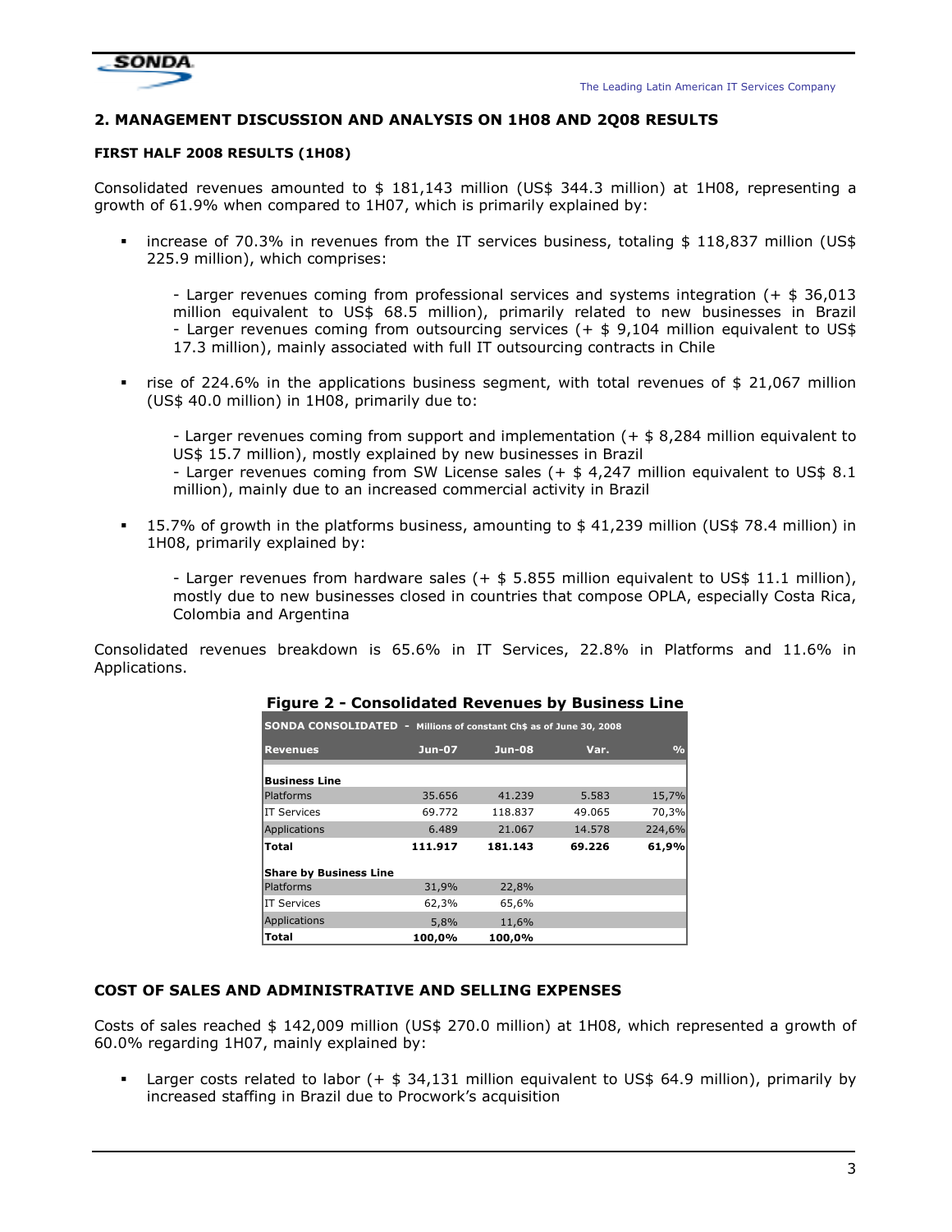## 2. MANAGEMENT DISCUSSION AND ANALYSIS ON 1H08 AND 2Q08 RESULTS

### FIRST HALF 2008 RESULTS (1H08)

Consolidated revenues amounted to $ 181,143 million (US$ 344.3 million) at 1H08, representing a growth of 61.9% when compared to 1H07, which is primarily explained by:

- increase of 70.3% in revenues from the IT services business, totaling $ 118,837 million (US$ 225.9 million), which comprises:

  - Larger revenues coming from professional services and systems integration (+ $ 36,013 million equivalent to US$ 68.5 million), primarily related to new businesses in Brazil
  - Larger revenues coming from outsourcing services (+ $ 9,104 million equivalent to US$ 17.3 million), mainly associated with full IT outsourcing contracts in Chile

- rise of 224.6% in the applications business segment, with total revenues of $ 21,067 million (US$ 40.0 million) in 1H08, primarily due to:

  - Larger revenues coming from support and implementation (+ $ 8,284 million equivalent to US$ 15.7 million), mostly explained by new businesses in Brazil
  - Larger revenues coming from SW License sales (+ $ 4,247 million equivalent to US$ 8.1 million), mainly due to an increased commercial activity in Brazil

- 15.7% of growth in the platforms business, amounting to $ 41,239 million (US$ 78.4 million) in 1H08, primarily explained by:

  - Larger revenues from hardware sales (+ $ 5.855 million equivalent to US$ 11.1 million), mostly due to new businesses closed in countries that compose OPLA, especially Costa Rica, Colombia and Argentina

Consolidated revenues breakdown is 65.6% in IT Services, 22.8% in Platforms and 11.6% in Applications.

**Figure 2 - Consolidated Revenues by Business Line**

| SONDA CONSOLIDATED - Millions of constant Ch$ as of June 30, 2008 | | | | |
|---|---|---|---|---|
| **Revenues** | **Jun-07** | **Jun-08** | **Var.** | **%** |
| **Business Line** | | | | |
| Platforms | 35.656 | 41.239 | 5.583 | 15,7% |
| IT Services | 69.772 | 118.837 | 49.065 | 70,3% |
| Applications | 6.489 | 21.067 | 14.578 | 224,6% |
| **Total** | **111.917** | **181.143** | **69.226** | **61,9%** |
| **Share by Business Line** | | | | |
| Platforms | 31,9% | 22,8% | | |
| IT Services | 62,3% | 65,6% | | |
| Applications | 5,8% | 11,6% | | |
| **Total** | **100,0%** | **100,0%** | | |

### COST OF SALES AND ADMINISTRATIVE AND SELLING EXPENSES

Costs of sales reached $ 142,009 million (US$ 270.0 million) at 1H08, which represented a growth of 60.0% regarding 1H07, mainly explained by:

- Larger costs related to labor (+ $ 34,131 million equivalent to US$ 64.9 million), primarily by increased staffing in Brazil due to Procwork's acquisition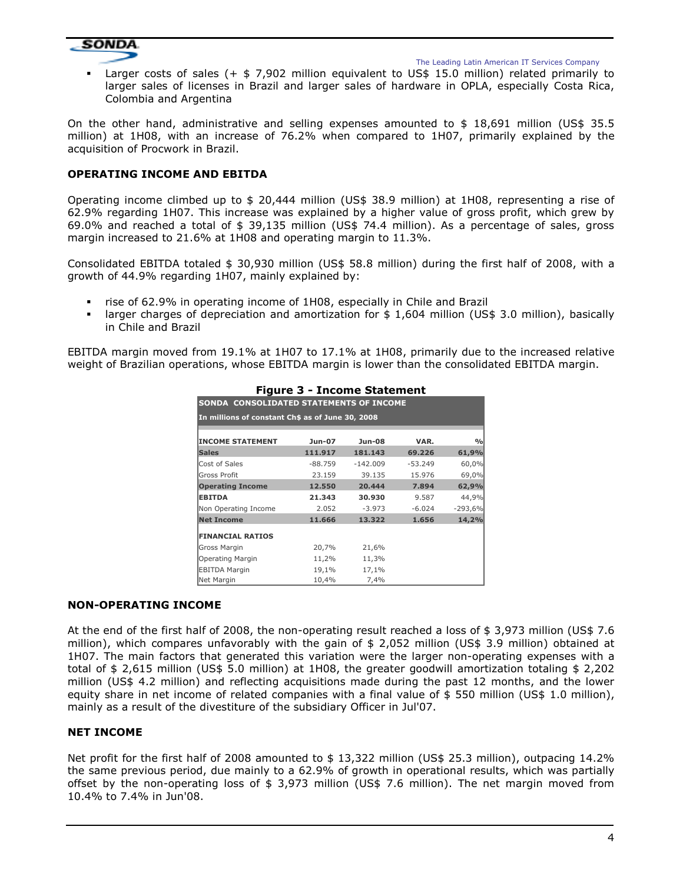- Larger costs of sales (+ $ 7,902 million equivalent to US$ 15.0 million) related primarily to larger sales of licenses in Brazil and larger sales of hardware in OPLA, especially Costa Rica, Colombia and Argentina

On the other hand, administrative and selling expenses amounted to $ 18,691 million (US$ 35.5 million) at 1H08, with an increase of 76.2% when compared to 1H07, primarily explained by the acquisition of Procwork in Brazil.

## OPERATING INCOME AND EBITDA

Operating income climbed up to $ 20,444 million (US$ 38.9 million) at 1H08, representing a rise of 62.9% regarding 1H07. This increase was explained by a higher value of gross profit, which grew by 69.0% and reached a total of $ 39,135 million (US$ 74.4 million). As a percentage of sales, gross margin increased to 21.6% at 1H08 and operating margin to 11.3%.

Consolidated EBITDA totaled $ 30,930 million (US$ 58.8 million) during the first half of 2008, with a growth of 44.9% regarding 1H07, mainly explained by:

- rise of 62.9% in operating income of 1H08, especially in Chile and Brazil
- larger charges of depreciation and amortization for $ 1,604 million (US$ 3.0 million), basically in Chile and Brazil

EBITDA margin moved from 19.1% at 1H07 to 17.1% at 1H08, primarily due to the increased relative weight of Brazilian operations, whose EBITDA margin is lower than the consolidated EBITDA margin.

**Figure 3 - Income Statement**

**SONDA CONSOLIDATED STATEMENTS OF INCOME**

**In millions of constant Ch$ as of June 30, 2008**

| INCOME STATEMENT | Jun-07 | Jun-08 | VAR. | % |
|---|---|---|---|---|
| **Sales** | **111.917** | **181.143** | **69.226** | **61,9%** |
| Cost of Sales | -88.759 | -142.009 | -53.249 | 60,0% |
| Gross Profit | 23.159 | 39.135 | 15.976 | 69,0% |
| **Operating Income** | **12.550** | **20.444** | **7.894** | **62,9%** |
| **EBITDA** | **21.343** | **30.930** | 9.587 | 44,9% |
| Non Operating Income | 2.052 | -3.973 | -6.024 | -293,6% |
| **Net Income** | **11.666** | **13.322** | **1.656** | **14,2%** |
| **FINANCIAL RATIOS** | | | | |
| Gross Margin | 20,7% | 21,6% | | |
| Operating Margin | 11,2% | 11,3% | | |
| EBITDA Margin | 19,1% | 17,1% | | |
| Net Margin | 10,4% | 7,4% | | |

## NON-OPERATING INCOME

At the end of the first half of 2008, the non-operating result reached a loss of $ 3,973 million (US$ 7.6 million), which compares unfavorably with the gain of $ 2,052 million (US$ 3.9 million) obtained at 1H07. The main factors that generated this variation were the larger non-operating expenses with a total of $ 2,615 million (US$ 5.0 million) at 1H08, the greater goodwill amortization totaling $ 2,202 million (US$ 4.2 million) and reflecting acquisitions made during the past 12 months, and the lower equity share in net income of related companies with a final value of $ 550 million (US$ 1.0 million), mainly as a result of the divestiture of the subsidiary Officer in Jul'07.

## NET INCOME

Net profit for the first half of 2008 amounted to $ 13,322 million (US$ 25.3 million), outpacing 14.2% the same previous period, due mainly to a 62.9% of growth in operational results, which was partially offset by the non-operating loss of $ 3,973 million (US$ 7.6 million). The net margin moved from 10.4% to 7.4% in Jun'08.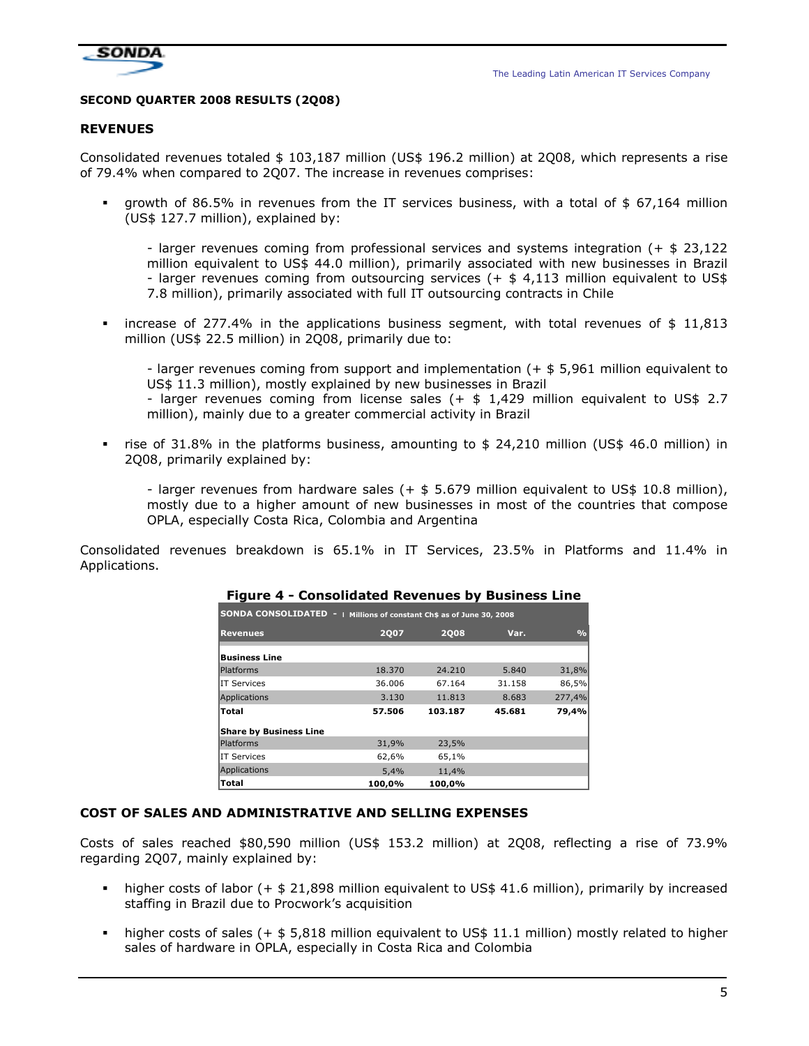**SECOND QUARTER 2008 RESULTS (2Q08)**

## REVENUES

Consolidated revenues totaled $ 103,187 million (US$ 196.2 million) at 2Q08, which represents a rise of 79.4% when compared to 2Q07. The increase in revenues comprises:

- growth of 86.5% in revenues from the IT services business, with a total of $ 67,164 million (US$ 127.7 million), explained by:

  - larger revenues coming from professional services and systems integration (+ $ 23,122 million equivalent to US$ 44.0 million), primarily associated with new businesses in Brazil
  - larger revenues coming from outsourcing services (+ $ 4,113 million equivalent to US$ 7.8 million), primarily associated with full IT outsourcing contracts in Chile

- increase of 277.4% in the applications business segment, with total revenues of $ 11,813 million (US$ 22.5 million) in 2Q08, primarily due to:

  - larger revenues coming from support and implementation (+ $ 5,961 million equivalent to US$ 11.3 million), mostly explained by new businesses in Brazil
  - larger revenues coming from license sales (+ $ 1,429 million equivalent to US$ 2.7 million), mainly due to a greater commercial activity in Brazil

- rise of 31.8% in the platforms business, amounting to $ 24,210 million (US$ 46.0 million) in 2Q08, primarily explained by:

  - larger revenues from hardware sales (+ $ 5.679 million equivalent to US$ 10.8 million), mostly due to a higher amount of new businesses in most of the countries that compose OPLA, especially Costa Rica, Colombia and Argentina

Consolidated revenues breakdown is 65.1% in IT Services, 23.5% in Platforms and 11.4% in Applications.

**Figure 4 - Consolidated Revenues by Business Line**

| SONDA CONSOLIDATED - Millions of constant Ch$ as of June 30, 2008 | | | | |
|---|---|---|---|---|
| **Revenues** | **2Q07** | **2Q08** | **Var.** | **%** |
| **Business Line** | | | | |
| Platforms | 18.370 | 24.210 | 5.840 | 31,8% |
| IT Services | 36.006 | 67.164 | 31.158 | 86,5% |
| Applications | 3.130 | 11.813 | 8.683 | 277,4% |
| **Total** | **57.506** | **103.187** | **45.681** | **79,4%** |
| **Share by Business Line** | | | | |
| Platforms | 31,9% | 23,5% | | |
| IT Services | 62,6% | 65,1% | | |
| Applications | 5,4% | 11,4% | | |
| **Total** | **100,0%** | **100,0%** | | |

## COST OF SALES AND ADMINISTRATIVE AND SELLING EXPENSES

Costs of sales reached $80,590 million (US$ 153.2 million) at 2Q08, reflecting a rise of 73.9% regarding 2Q07, mainly explained by:

- higher costs of labor (+ $ 21,898 million equivalent to US$ 41.6 million), primarily by increased staffing in Brazil due to Procwork's acquisition

- higher costs of sales (+ $ 5,818 million equivalent to US$ 11.1 million) mostly related to higher sales of hardware in OPLA, especially in Costa Rica and Colombia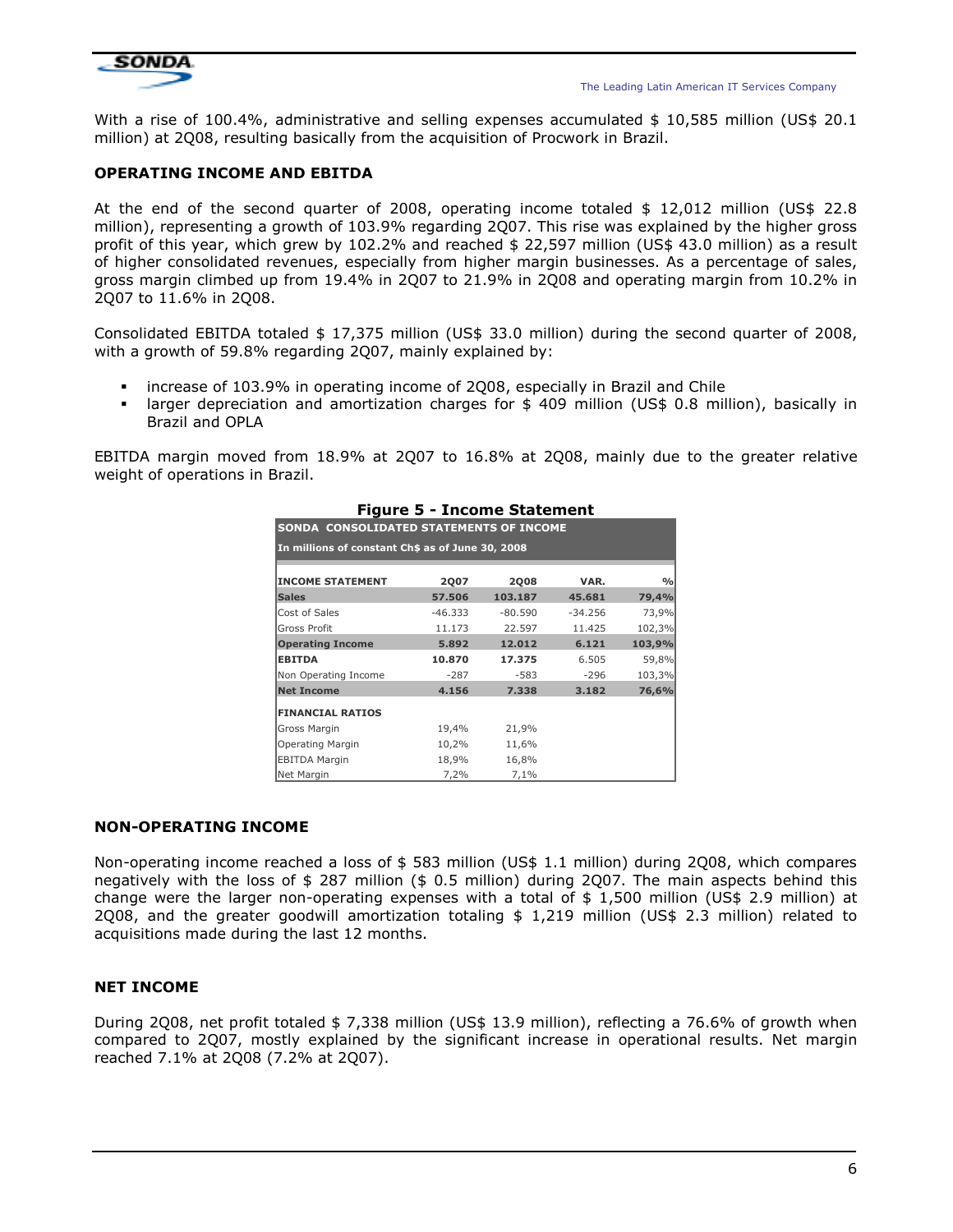With a rise of 100.4%, administrative and selling expenses accumulated $ 10,585 million (US$ 20.1 million) at 2Q08, resulting basically from the acquisition of Procwork in Brazil.

## OPERATING INCOME AND EBITDA

At the end of the second quarter of 2008, operating income totaled $ 12,012 million (US$ 22.8 million), representing a growth of 103.9% regarding 2Q07. This rise was explained by the higher gross profit of this year, which grew by 102.2% and reached $ 22,597 million (US$ 43.0 million) as a result of higher consolidated revenues, especially from higher margin businesses. As a percentage of sales, gross margin climbed up from 19.4% in 2Q07 to 21.9% in 2Q08 and operating margin from 10.2% in 2Q07 to 11.6% in 2Q08.

Consolidated EBITDA totaled $ 17,375 million (US$ 33.0 million) during the second quarter of 2008, with a growth of 59.8% regarding 2Q07, mainly explained by:

- increase of 103.9% in operating income of 2Q08, especially in Brazil and Chile
- larger depreciation and amortization charges for $ 409 million (US$ 0.8 million), basically in Brazil and OPLA

EBITDA margin moved from 18.9% at 2Q07 to 16.8% at 2Q08, mainly due to the greater relative weight of operations in Brazil.

**Figure 5 - Income Statement**

**SONDA CONSOLIDATED STATEMENTS OF INCOME**

**In millions of constant Ch$ as of June 30, 2008**

| INCOME STATEMENT | 2Q07 | 2Q08 | VAR. | % |
|---|---|---|---|---|
| **Sales** | **57.506** | **103.187** | **45.681** | **79,4%** |
| Cost of Sales | -46.333 | -80.590 | -34.256 | 73,9% |
| Gross Profit | 11.173 | 22.597 | 11.425 | 102,3% |
| **Operating Income** | **5.892** | **12.012** | **6.121** | **103,9%** |
| **EBITDA** | **10.870** | **17.375** | 6.505 | 59,8% |
| Non Operating Income | -287 | -583 | -296 | 103,3% |
| **Net Income** | **4.156** | **7.338** | **3.182** | **76,6%** |
| **FINANCIAL RATIOS** | | | | |
| Gross Margin | 19,4% | 21,9% | | |
| Operating Margin | 10,2% | 11,6% | | |
| EBITDA Margin | 18,9% | 16,8% | | |
| Net Margin | 7,2% | 7,1% | | |

## NON-OPERATING INCOME

Non-operating income reached a loss of $ 583 million (US$ 1.1 million) during 2Q08, which compares negatively with the loss of $ 287 million ($ 0.5 million) during 2Q07. The main aspects behind this change were the larger non-operating expenses with a total of $ 1,500 million (US$ 2.9 million) at 2Q08, and the greater goodwill amortization totaling $ 1,219 million (US$ 2.3 million) related to acquisitions made during the last 12 months.

## NET INCOME

During 2Q08, net profit totaled $ 7,338 million (US$ 13.9 million), reflecting a 76.6% of growth when compared to 2Q07, mostly explained by the significant increase in operational results. Net margin reached 7.1% at 2Q08 (7.2% at 2Q07).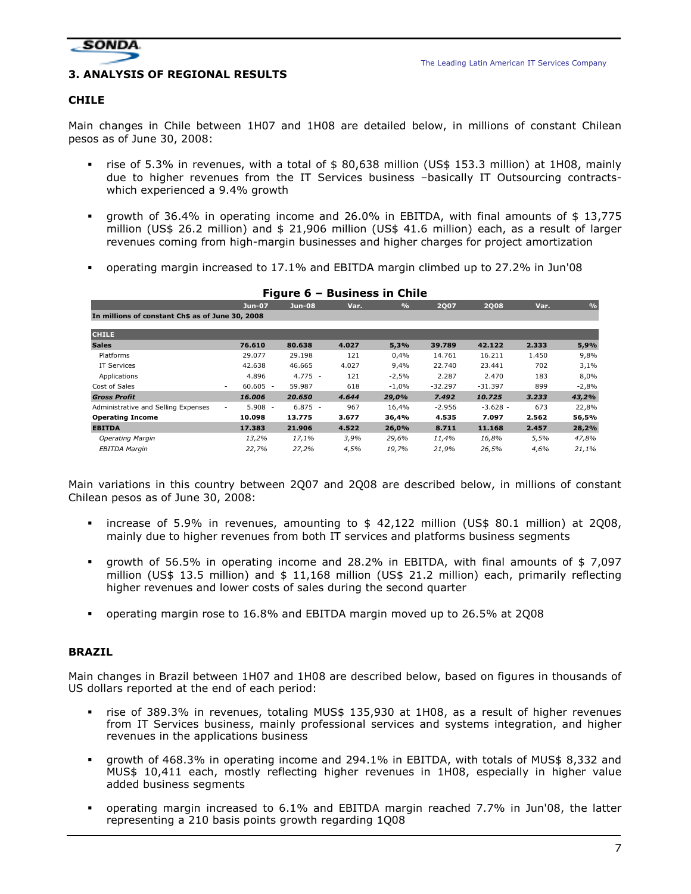## 3. ANALYSIS OF REGIONAL RESULTS

### CHILE

Main changes in Chile between 1H07 and 1H08 are detailed below, in millions of constant Chilean pesos as of June 30, 2008:

- rise of 5.3% in revenues, with a total of $ 80,638 million (US$ 153.3 million) at 1H08, mainly due to higher revenues from the IT Services business –basically IT Outsourcing contracts- which experienced a 9.4% growth
- growth of 36.4% in operating income and 26.0% in EBITDA, with final amounts of $ 13,775 million (US$ 26.2 million) and $ 21,906 million (US$ 41.6 million) each, as a result of larger revenues coming from high-margin businesses and higher charges for project amortization
- operating margin increased to 17.1% and EBITDA margin climbed up to 27.2% in Jun'08

**Figure 6 – Business in Chile**

| | Jun-07 | Jun-08 | Var. | % | 2Q07 | 2Q08 | Var. | % |
|---|---|---|---|---|---|---|---|---|
| **In millions of constant Ch$ as of June 30, 2008** | | | | | | | | |
| **CHILE** | | | | | | | | |
| **Sales** | **76.610** | **80.638** | **4.027** | **5,3%** | **39.789** | **42.122** | **2.333** | **5,9%** |
| Platforms | 29.077 | 29.198 | 121 | 0,4% | 14.761 | 16.211 | 1.450 | 9,8% |
| IT Services | 42.638 | 46.665 | 4.027 | 9,4% | 22.740 | 23.441 | 702 | 3,1% |
| Applications | 4.896 | 4.775 | - 121 | -2,5% | 2.287 | 2.470 | 183 | 8,0% |
| Cost of Sales | - 60.605 | - 59.987 | 618 | -1,0% | -32.297 | -31.397 | 899 | -2,8% |
| ***Gross Profit*** | ***16.006*** | ***20.650*** | ***4.644*** | ***29,0%*** | ***7.492*** | ***10.725*** | ***3.233*** | ***43,2%*** |
| Administrative and Selling Expenses | - 5.908 | - 6.875 | - 967 | 16,4% | -2.956 | -3.628 | - 673 | 22,8% |
| **Operating Income** | **10.098** | **13.775** | **3.677** | **36,4%** | **4.535** | **7.097** | **2.562** | **56,5%** |
| **EBITDA** | **17.383** | **21.906** | **4.522** | **26,0%** | **8.711** | **11.168** | **2.457** | **28,2%** |
| *Operating Margin* | *13,2%* | *17,1%* | *3,9%* | *29,6%* | *11,4%* | *16,8%* | *5,5%* | *47,8%* |
| *EBITDA Margin* | *22,7%* | *27,2%* | *4,5%* | *19,7%* | *21,9%* | *26,5%* | *4,6%* | *21,1%* |

Main variations in this country between 2Q07 and 2Q08 are described below, in millions of constant Chilean pesos as of June 30, 2008:

- increase of 5.9% in revenues, amounting to $ 42,122 million (US$ 80.1 million) at 2Q08, mainly due to higher revenues from both IT services and platforms business segments
- growth of 56.5% in operating income and 28.2% in EBITDA, with final amounts of $ 7,097 million (US$ 13.5 million) and $ 11,168 million (US$ 21.2 million) each, primarily reflecting higher revenues and lower costs of sales during the second quarter
- operating margin rose to 16.8% and EBITDA margin moved up to 26.5% at 2Q08

### BRAZIL

Main changes in Brazil between 1H07 and 1H08 are described below, based on figures in thousands of US dollars reported at the end of each period:

- rise of 389.3% in revenues, totaling MUS$ 135,930 at 1H08, as a result of higher revenues from IT Services business, mainly professional services and systems integration, and higher revenues in the applications business
- growth of 468.3% in operating income and 294.1% in EBITDA, with totals of MUS$ 8,332 and MUS$ 10,411 each, mostly reflecting higher revenues in 1H08, especially in higher value added business segments
- operating margin increased to 6.1% and EBITDA margin reached 7.7% in Jun'08, the latter representing a 210 basis points growth regarding 1Q08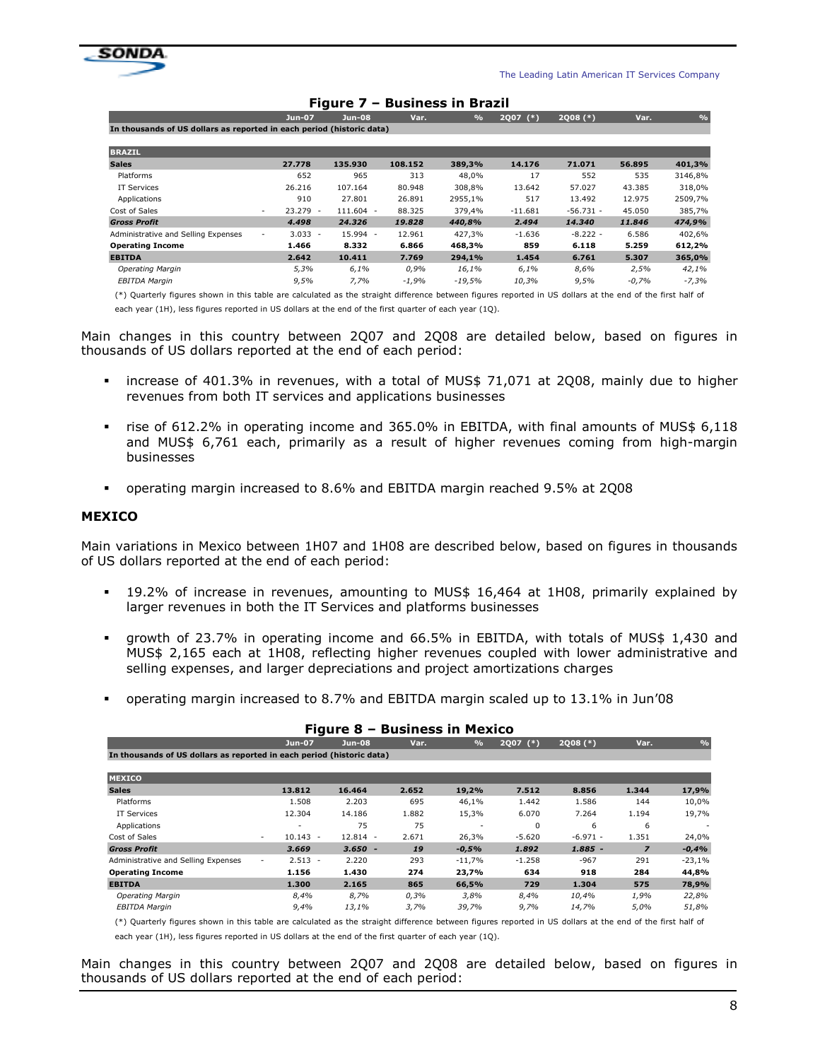**Figure 7 – Business in Brazil**

| | Jun-07 | Jun-08 | Var. | % | 2Q07 (*) | 2Q08 (*) | Var. | % |
|---|---|---|---|---|---|---|---|---|
| **In thousands of US dollars as reported in each period (historic data)** | | | | | | | | |
| **BRAZIL** | | | | | | | | |
| **Sales** | **27.778** | **135.930** | **108.152** | **389,3%** | **14.176** | **71.071** | **56.895** | **401,3%** |
| Platforms | 652 | 965 | 313 | 48,0% | 17 | 552 | 535 | 3146,8% |
| IT Services | 26.216 | 107.164 | 80.948 | 308,8% | 13.642 | 57.027 | 43.385 | 318,0% |
| Applications | 910 | 27.801 | 26.891 | 2955,1% | 517 | 13.492 | 12.975 | 2509,7% |
| Cost of Sales | - 23.279 | - 111.604 | - 88.325 | 379,4% | -11.681 | -56.731 | - 45.050 | 385,7% |
| ***Gross Profit*** | ***4.498*** | ***24.326*** | ***19.828*** | ***440,8%*** | ***2.494*** | ***14.340*** | ***11.846*** | ***474,9%*** |
| Administrative and Selling Expenses | - 3.033 | - 15.994 | - 12.961 | 427,3% | -1.636 | -8.222 | - 6.586 | 402,6% |
| **Operating Income** | **1.466** | **8.332** | **6.866** | **468,3%** | **859** | **6.118** | **5.259** | **612,2%** |
| **EBITDA** | **2.642** | **10.411** | **7.769** | **294,1%** | **1.454** | **6.761** | **5.307** | **365,0%** |
| *Operating Margin* | *5,3%* | *6,1%* | *0,9%* | *16,1%* | *6,1%* | *8,6%* | *2,5%* | *42,1%* |
| *EBITDA Margin* | *9,5%* | *7,7%* | *-1,9%* | *-19,5%* | *10,3%* | *9,5%* | *-0,7%* | *-7,3%* |

(*) Quarterly figures shown in this table are calculated as the straight difference between figures reported in US dollars at the end of the first half of each year (1H), less figures reported in US dollars at the end of the first quarter of each year (1Q).

Main changes in this country between 2Q07 and 2Q08 are detailed below, based on figures in thousands of US dollars reported at the end of each period:

- increase of 401.3% in revenues, with a total of MUS$ 71,071 at 2Q08, mainly due to higher revenues from both IT services and applications businesses
- rise of 612.2% in operating income and 365.0% in EBITDA, with final amounts of MUS$ 6,118 and MUS$ 6,761 each, primarily as a result of higher revenues coming from high-margin businesses
- operating margin increased to 8.6% and EBITDA margin reached 9.5% at 2Q08

## MEXICO

Main variations in Mexico between 1H07 and 1H08 are described below, based on figures in thousands of US dollars reported at the end of each period:

- 19.2% of increase in revenues, amounting to MUS$ 16,464 at 1H08, primarily explained by larger revenues in both the IT Services and platforms businesses
- growth of 23.7% in operating income and 66.5% in EBITDA, with totals of MUS$ 1,430 and MUS$ 2,165 each at 1H08, reflecting higher revenues coupled with lower administrative and selling expenses, and larger depreciations and project amortizations charges
- operating margin increased to 8.7% and EBITDA margin scaled up to 13.1% in Jun'08

**Figure 8 – Business in Mexico**

| | Jun-07 | Jun-08 | Var. | % | 2Q07 (*) | 2Q08 (*) | Var. | % |
|---|---|---|---|---|---|---|---|---|
| **In thousands of US dollars as reported in each period (historic data)** | | | | | | | | |
| **MEXICO** | | | | | | | | |
| **Sales** | **13.812** | **16.464** | **2.652** | **19,2%** | **7.512** | **8.856** | **1.344** | **17,9%** |
| Platforms | 1.508 | 2.203 | 695 | 46,1% | 1.442 | 1.586 | 144 | 10,0% |
| IT Services | 12.304 | 14.186 | 1.882 | 15,3% | 6.070 | 7.264 | 1.194 | 19,7% |
| Applications | - | 75 | 75 | - | 0 | 6 | 6 | - |
| Cost of Sales | - 10.143 | - 12.814 | - 2.671 | 26,3% | -5.620 | -6.971 | - 1.351 | 24,0% |
| ***Gross Profit*** | ***3.669*** | ***3.650*** | ***- 19*** | ***-0,5%*** | ***1.892*** | ***1.885*** | ***- 7*** | ***-0,4%*** |
| Administrative and Selling Expenses | - 2.513 | - 2.220 | 293 | -11,7% | -1.258 | -967 | 291 | -23,1% |
| **Operating Income** | **1.156** | **1.430** | **274** | **23,7%** | **634** | **918** | **284** | **44,8%** |
| **EBITDA** | **1.300** | **2.165** | **865** | **66,5%** | **729** | **1.304** | **575** | **78,9%** |
| *Operating Margin* | *8,4%* | *8,7%* | *0,3%* | *3,8%* | *8,4%* | *10,4%* | *1,9%* | *22,8%* |
| *EBITDA Margin* | *9,4%* | *13,1%* | *3,7%* | *39,7%* | *9,7%* | *14,7%* | *5,0%* | *51,8%* |

(*) Quarterly figures shown in this table are calculated as the straight difference between figures reported in US dollars at the end of the first half of each year (1H), less figures reported in US dollars at the end of the first quarter of each year (1Q).

Main changes in this country between 2Q07 and 2Q08 are detailed below, based on figures in thousands of US dollars reported at the end of each period: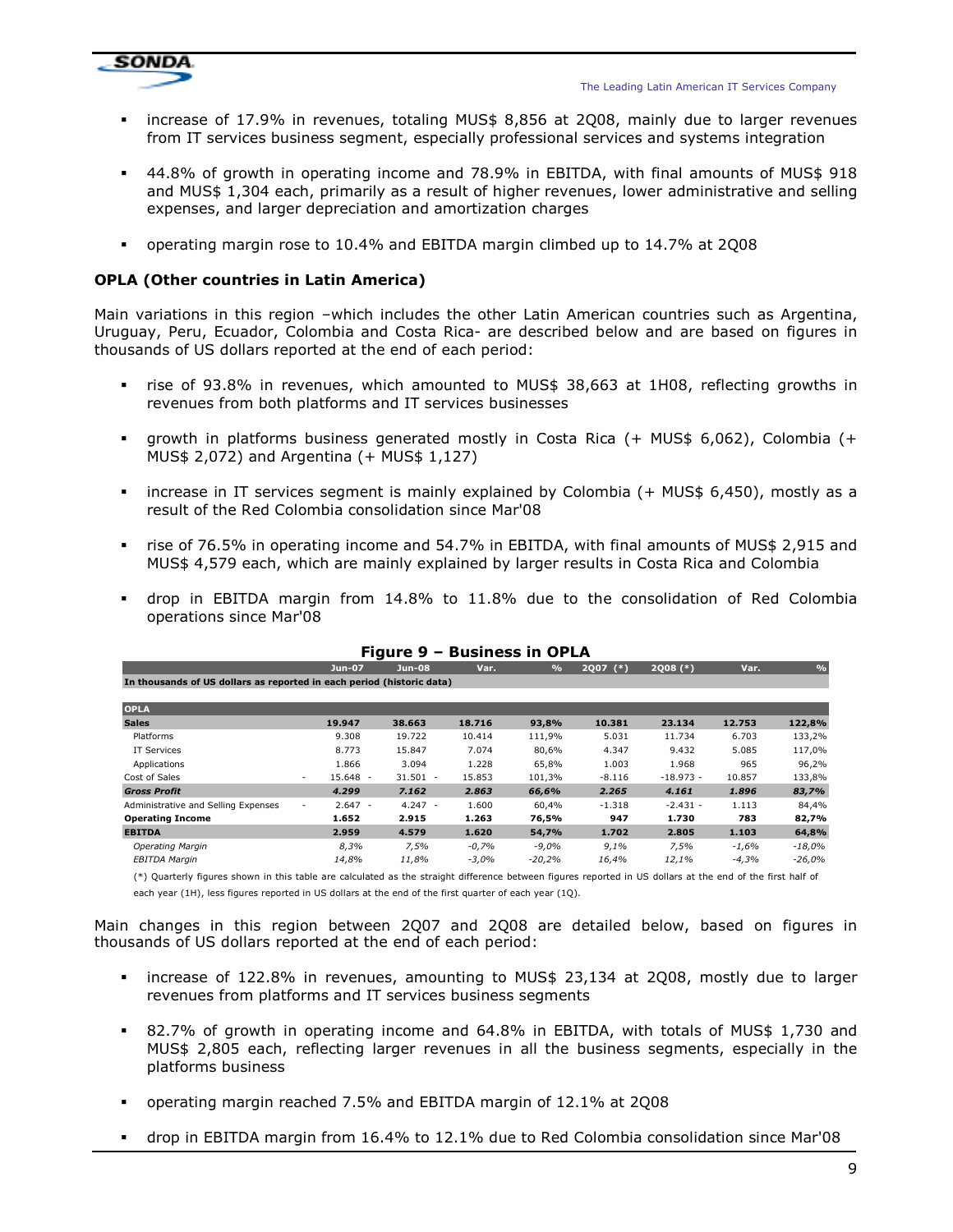- increase of 17.9% in revenues, totaling MUS$ 8,856 at 2Q08, mainly due to larger revenues from IT services business segment, especially professional services and systems integration
- 44.8% of growth in operating income and 78.9% in EBITDA, with final amounts of MUS$ 918 and MUS$ 1,304 each, primarily as a result of higher revenues, lower administrative and selling expenses, and larger depreciation and amortization charges
- operating margin rose to 10.4% and EBITDA margin climbed up to 14.7% at 2Q08

### OPLA (Other countries in Latin America)

Main variations in this region –which includes the other Latin American countries such as Argentina, Uruguay, Peru, Ecuador, Colombia and Costa Rica- are described below and are based on figures in thousands of US dollars reported at the end of each period:

- rise of 93.8% in revenues, which amounted to MUS$ 38,663 at 1H08, reflecting growths in revenues from both platforms and IT services businesses
- growth in platforms business generated mostly in Costa Rica (+ MUS$ 6,062), Colombia (+ MUS$ 2,072) and Argentina (+ MUS$ 1,127)
- increase in IT services segment is mainly explained by Colombia (+ MUS$ 6,450), mostly as a result of the Red Colombia consolidation since Mar'08
- rise of 76.5% in operating income and 54.7% in EBITDA, with final amounts of MUS$ 2,915 and MUS$ 4,579 each, which are mainly explained by larger results in Costa Rica and Colombia
- drop in EBITDA margin from 14.8% to 11.8% due to the consolidation of Red Colombia operations since Mar'08

**Figure 9 – Business in OPLA**

| | Jun-07 | Jun-08 | Var. | % | 2Q07 (*) | 2Q08 (*) | Var. | % |
|---|---|---|---|---|---|---|---|---|
| In thousands of US dollars as reported in each period (historic data) | | | | | | | | |
| **OPLA** | | | | | | | | |
| **Sales** | **19.947** | **38.663** | **18.716** | **93,8%** | **10.381** | **23.134** | **12.753** | **122,8%** |
| Platforms | 9.308 | 19.722 | 10.414 | 111,9% | 5.031 | 11.734 | 6.703 | 133,2% |
| IT Services | 8.773 | 15.847 | 7.074 | 80,6% | 4.347 | 9.432 | 5.085 | 117,0% |
| Applications | 1.866 | 3.094 | 1.228 | 65,8% | 1.003 | 1.968 | 965 | 96,2% |
| Cost of Sales | - 15.648 | - 31.501 | - 15.853 | 101,3% | -8.116 | -18.973 | - 10.857 | 133,8% |
| ***Gross Profit*** | ***4.299*** | ***7.162*** | ***2.863*** | ***66,6%*** | ***2.265*** | ***4.161*** | ***1.896*** | ***83,7%*** |
| Administrative and Selling Expenses | - 2.647 | - 4.247 | - 1.600 | 60,4% | -1.318 | -2.431 | - 1.113 | 84,4% |
| **Operating Income** | **1.652** | **2.915** | **1.263** | **76,5%** | **947** | **1.730** | **783** | **82,7%** |
| **EBITDA** | **2.959** | **4.579** | **1.620** | **54,7%** | **1.702** | **2.805** | **1.103** | **64,8%** |
| *Operating Margin* | *8,3%* | *7,5%* | *-0,7%* | *-9,0%* | *9,1%* | *7,5%* | *-1,6%* | *-18,0%* |
| *EBITDA Margin* | *14,8%* | *11,8%* | *-3,0%* | *-20,2%* | *16,4%* | *12,1%* | *-4,3%* | *-26,0%* |

(*) Quarterly figures shown in this table are calculated as the straight difference between figures reported in US dollars at the end of the first half of each year (1H), less figures reported in US dollars at the end of the first quarter of each year (1Q).

Main changes in this region between 2Q07 and 2Q08 are detailed below, based on figures in thousands of US dollars reported at the end of each period:

- increase of 122.8% in revenues, amounting to MUS$ 23,134 at 2Q08, mostly due to larger revenues from platforms and IT services business segments
- 82.7% of growth in operating income and 64.8% in EBITDA, with totals of MUS$ 1,730 and MUS$ 2,805 each, reflecting larger revenues in all the business segments, especially in the platforms business
- operating margin reached 7.5% and EBITDA margin of 12.1% at 2Q08
- drop in EBITDA margin from 16.4% to 12.1% due to Red Colombia consolidation since Mar'08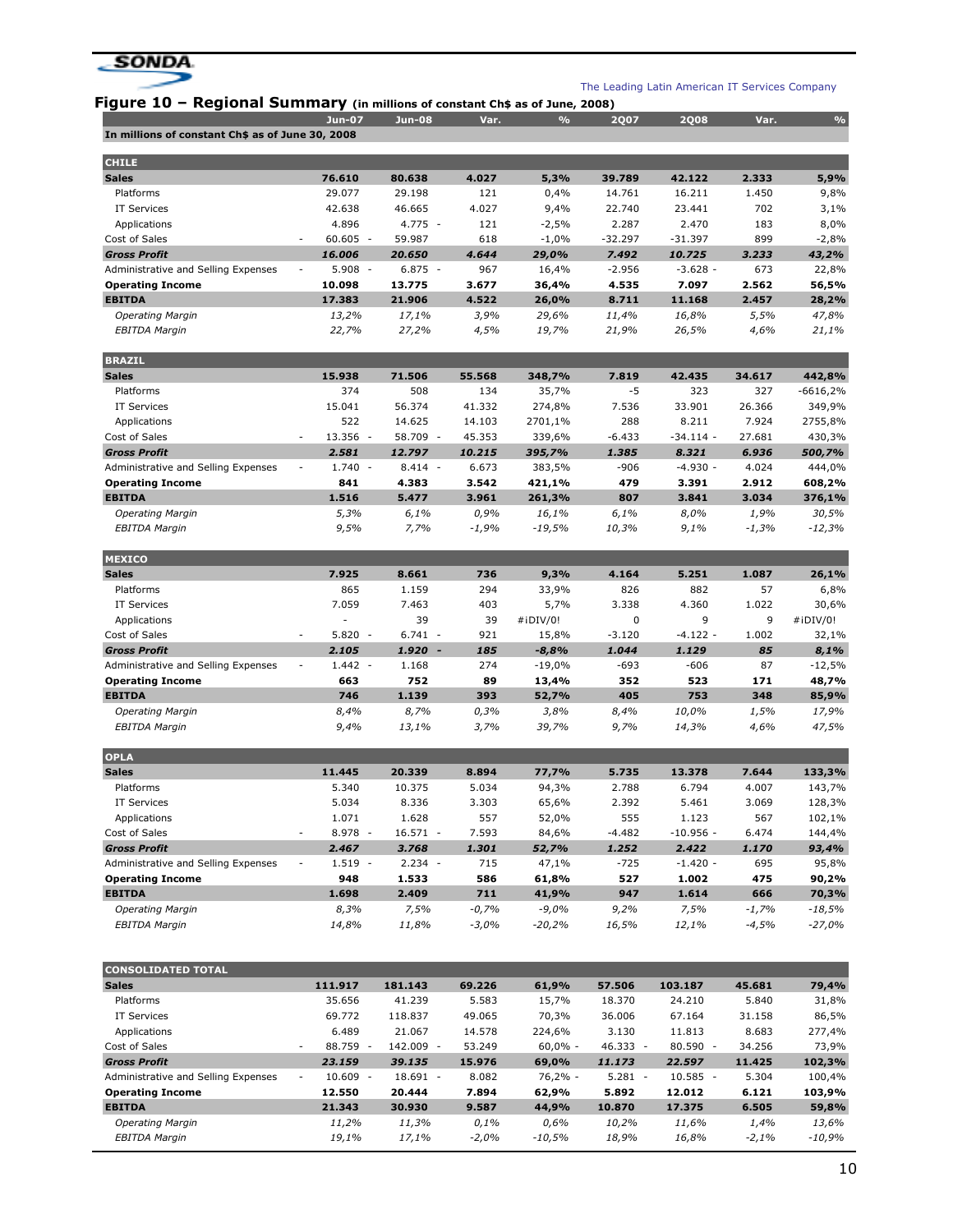## Figure 10 – Regional Summary (in millions of constant Ch$ as of June, 2008)

| In millions of constant Ch$ as of June 30, 2008 | Jun-07 | Jun-08 | Var. | % | 2Q07 | 2Q08 | Var. | % |
|---|---|---|---|---|---|---|---|---|
| **CHILE** | | | | | | | | |
| **Sales** | **76.610** | **80.638** | **4.027** | **5,3%** | **39.789** | **42.122** | **2.333** | **5,9%** |
| Platforms | 29.077 | 29.198 | 121 | 0,4% | 14.761 | 16.211 | 1.450 | 9,8% |
| IT Services | 42.638 | 46.665 | 4.027 | 9,4% | 22.740 | 23.441 | 702 | 3,1% |
| Applications | 4.896 | 4.775 - | 121 | -2,5% | 2.287 | 2.470 | 183 | 8,0% |
| Cost of Sales | - 60.605 - | 59.987 | 618 | -1,0% | -32.297 | -31.397 | 899 | -2,8% |
| ***Gross Profit*** | ***16.006*** | ***20.650*** | ***4.644*** | ***29,0%*** | ***7.492*** | ***10.725*** | ***3.233*** | ***43,2%*** |
| Administrative and Selling Expenses | - 5.908 - | 6.875 - | 967 | 16,4% | -2.956 | -3.628 - | 673 | 22,8% |
| **Operating Income** | **10.098** | **13.775** | **3.677** | **36,4%** | **4.535** | **7.097** | **2.562** | **56,5%** |
| **EBITDA** | **17.383** | **21.906** | **4.522** | **26,0%** | **8.711** | **11.168** | **2.457** | **28,2%** |
| *Operating Margin* | *13,2%* | *17,1%* | *3,9%* | *29,6%* | *11,4%* | *16,8%* | *5,5%* | *47,8%* |
| *EBITDA Margin* | *22,7%* | *27,2%* | *4,5%* | *19,7%* | *21,9%* | *26,5%* | *4,6%* | *21,1%* |
| **BRAZIL** | | | | | | | | |
| **Sales** | **15.938** | **71.506** | **55.568** | **348,7%** | **7.819** | **42.435** | **34.617** | **442,8%** |
| Platforms | 374 | 508 | 134 | 35,7% | -5 | 323 | 327 | -6616,2% |
| IT Services | 15.041 | 56.374 | 41.332 | 274,8% | 7.536 | 33.901 | 26.366 | 349,9% |
| Applications | 522 | 14.625 | 14.103 | 2701,1% | 288 | 8.211 | 7.924 | 2755,8% |
| Cost of Sales | - 13.356 - | 58.709 - | 45.353 | 339,6% | -6.433 | -34.114 - | 27.681 | 430,3% |
| ***Gross Profit*** | ***2.581*** | ***12.797*** | ***10.215*** | ***395,7%*** | ***1.385*** | ***8.321*** | ***6.936*** | ***500,7%*** |
| Administrative and Selling Expenses | - 1.740 - | 8.414 - | 6.673 | 383,5% | -906 | -4.930 - | 4.024 | 444,0% |
| **Operating Income** | **841** | **4.383** | **3.542** | **421,1%** | **479** | **3.391** | **2.912** | **608,2%** |
| **EBITDA** | **1.516** | **5.477** | **3.961** | **261,3%** | **807** | **3.841** | **3.034** | **376,1%** |
| *Operating Margin* | *5,3%* | *6,1%* | *0,9%* | *16,1%* | *6,1%* | *8,0%* | *1,9%* | *30,5%* |
| *EBITDA Margin* | *9,5%* | *7,7%* | *-1,9%* | *-19,5%* | *10,3%* | *9,1%* | *-1,3%* | *-12,3%* |
| **MEXICO** | | | | | | | | |
| **Sales** | **7.925** | **8.661** | **736** | **9,3%** | **4.164** | **5.251** | **1.087** | **26,1%** |
| Platforms | 865 | 1.159 | 294 | 33,9% | 826 | 882 | 57 | 6,8% |
| IT Services | 7.059 | 7.463 | 403 | 5,7% | 3.338 | 4.360 | 1.022 | 30,6% |
| Applications | - | 39 | 39 | #¡DIV/0! | 0 | 9 | 9 | #¡DIV/0! |
| Cost of Sales | - 5.820 - | 6.741 - | 921 | 15,8% | -3.120 | -4.122 - | 1.002 | 32,1% |
| ***Gross Profit*** | ***2.105*** | ***1.920 -*** | ***185*** | ***-8,8%*** | ***1.044*** | ***1.129*** | ***85*** | ***8,1%*** |
| Administrative and Selling Expenses | - 1.442 - | 1.168 | 274 | -19,0% | -693 | -606 | 87 | -12,5% |
| **Operating Income** | **663** | **752** | **89** | **13,4%** | **352** | **523** | **171** | **48,7%** |
| **EBITDA** | **746** | **1.139** | **393** | **52,7%** | **405** | **753** | **348** | **85,9%** |
| *Operating Margin* | *8,4%* | *8,7%* | *0,3%* | *3,8%* | *8,4%* | *10,0%* | *1,5%* | *17,9%* |
| *EBITDA Margin* | *9,4%* | *13,1%* | *3,7%* | *39,7%* | *9,7%* | *14,3%* | *4,6%* | *47,5%* |
| **OPLA** | | | | | | | | |
| **Sales** | **11.445** | **20.339** | **8.894** | **77,7%** | **5.735** | **13.378** | **7.644** | **133,3%** |
| Platforms | 5.340 | 10.375 | 5.034 | 94,3% | 2.788 | 6.794 | 4.007 | 143,7% |
| IT Services | 5.034 | 8.336 | 3.303 | 65,6% | 2.392 | 5.461 | 3.069 | 128,3% |
| Applications | 1.071 | 1.628 | 557 | 52,0% | 555 | 1.123 | 567 | 102,1% |
| Cost of Sales | - 8.978 - | 16.571 - | 7.593 | 84,6% | -4.482 | -10.956 - | 6.474 | 144,4% |
| ***Gross Profit*** | ***2.467*** | ***3.768*** | ***1.301*** | ***52,7%*** | ***1.252*** | ***2.422*** | ***1.170*** | ***93,4%*** |
| Administrative and Selling Expenses | - 1.519 - | 2.234 - | 715 | 47,1% | -725 | -1.420 - | 695 | 95,8% |
| **Operating Income** | **948** | **1.533** | **586** | **61,8%** | **527** | **1.002** | **475** | **90,2%** |
| **EBITDA** | **1.698** | **2.409** | **711** | **41,9%** | **947** | **1.614** | **666** | **70,3%** |
| *Operating Margin* | *8,3%* | *7,5%* | *-0,7%* | *-9,0%* | *9,2%* | *7,5%* | *-1,7%* | *-18,5%* |
| *EBITDA Margin* | *14,8%* | *11,8%* | *-3,0%* | *-20,2%* | *16,5%* | *12,1%* | *-4,5%* | *-27,0%* |
| **CONSOLIDATED TOTAL** | | | | | | | | |
| **Sales** | **111.917** | **181.143** | **69.226** | **61,9%** | **57.506** | **103.187** | **45.681** | **79,4%** |
| Platforms | 35.656 | 41.239 | 5.583 | 15,7% | 18.370 | 24.210 | 5.840 | 31,8% |
| IT Services | 69.772 | 118.837 | 49.065 | 70,3% | 36.006 | 67.164 | 31.158 | 86,5% |
| Applications | 6.489 | 21.067 | 14.578 | 224,6% | 3.130 | 11.813 | 8.683 | 277,4% |
| Cost of Sales | - 88.759 - | 142.009 - | 53.249 | 60,0% - | 46.333 - | 80.590 - | 34.256 | 73,9% |
| ***Gross Profit*** | ***23.159*** | ***39.135*** | ***15.976*** | ***69,0%*** | ***11.173*** | ***22.597*** | ***11.425*** | ***102,3%*** |
| Administrative and Selling Expenses | - 10.609 - | 18.691 - | 8.082 | 76,2% - | 5.281 - | 10.585 - | 5.304 | 100,4% |
| **Operating Income** | **12.550** | **20.444** | **7.894** | **62,9%** | **5.892** | **12.012** | **6.121** | **103,9%** |
| **EBITDA** | **21.343** | **30.930** | **9.587** | **44,9%** | **10.870** | **17.375** | **6.505** | **59,8%** |
| *Operating Margin* | *11,2%* | *11,3%* | *0,1%* | *0,6%* | *10,2%* | *11,6%* | *1,4%* | *13,6%* |
| *EBITDA Margin* | *19,1%* | *17,1%* | *-2,0%* | *-10,5%* | *18,9%* | *16,8%* | *-2,1%* | *-10,9%* |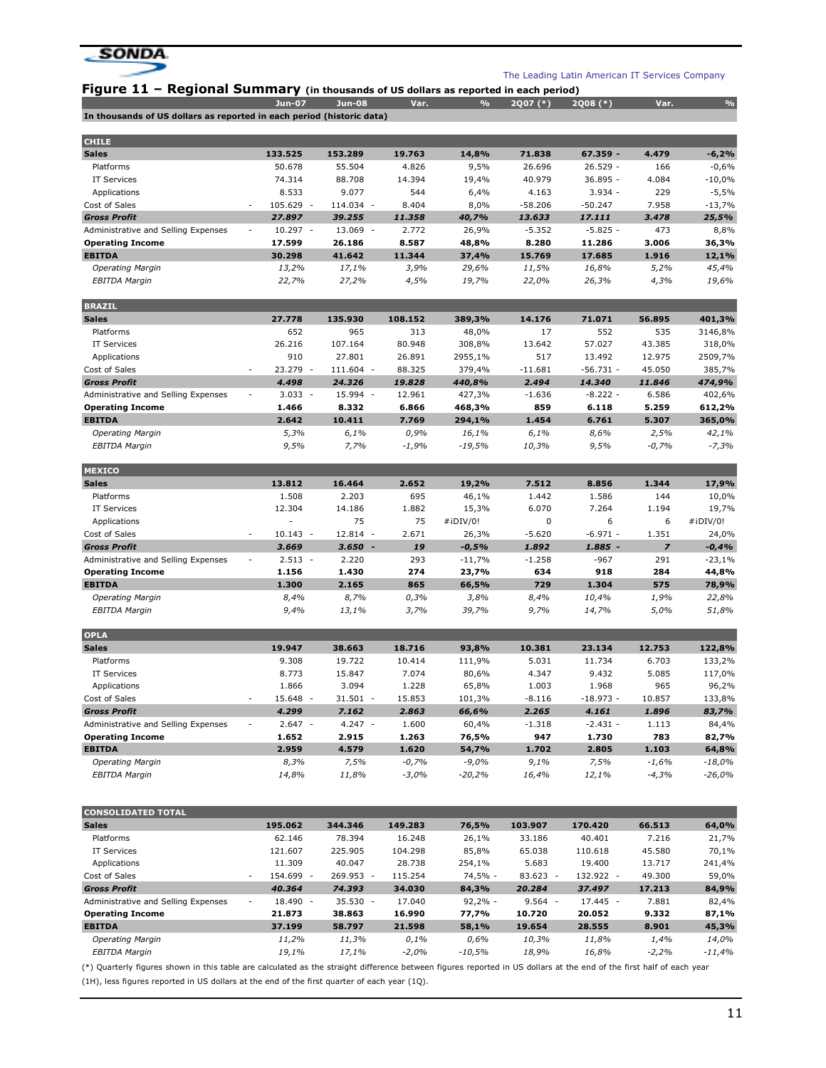# Figure 11 – Regional Summary (in thousands of US dollars as reported in each period)

| | Jun-07 | Jun-08 | Var. | % | 2Q07 (*) | 2Q08 (*) | Var. | % |
|---|---|---|---|---|---|---|---|---|
| **In thousands of US dollars as reported in each period (historic data)** | | | | | | | | |
| **CHILE** | | | | | | | | |
| **Sales** | **133.525** | **153.289** | **19.763** | **14,8%** | **71.838** | **67.359** | **- 4.479** | **-6,2%** |
| Platforms | 50.678 | 55.504 | 4.826 | 9,5% | 26.696 | 26.529 | - 166 | -0,6% |
| IT Services | 74.314 | 88.708 | 14.394 | 19,4% | 40.979 | 36.895 | - 4.084 | -10,0% |
| Applications | 8.533 | 9.077 | 544 | 6,4% | 4.163 | 3.934 | - 229 | -5,5% |
| Cost of Sales | - 105.629 | - 114.034 | - 8.404 | 8,0% | -58.206 | -50.247 | 7.958 | -13,7% |
| ***Gross Profit*** | ***27.897*** | ***39.255*** | ***11.358*** | ***40,7%*** | ***13.633*** | ***17.111*** | ***3.478*** | ***25,5%*** |
| Administrative and Selling Expenses | - 10.297 | - 13.069 | - 2.772 | 26,9% | -5.352 | -5.825 | - 473 | 8,8% |
| **Operating Income** | **17.599** | **26.186** | **8.587** | **48,8%** | **8.280** | **11.286** | **3.006** | **36,3%** |
| **EBITDA** | **30.298** | **41.642** | **11.344** | **37,4%** | **15.769** | **17.685** | **1.916** | **12,1%** |
| *Operating Margin* | *13,2%* | *17,1%* | *3,9%* | *29,6%* | *11,5%* | *16,8%* | *5,2%* | *45,4%* |
| *EBITDA Margin* | *22,7%* | *27,2%* | *4,5%* | *19,7%* | *22,0%* | *26,3%* | *4,3%* | *19,6%* |
| **BRAZIL** | | | | | | | | |
| **Sales** | **27.778** | **135.930** | **108.152** | **389,3%** | **14.176** | **71.071** | **56.895** | **401,3%** |
| Platforms | 652 | 965 | 313 | 48,0% | 17 | 552 | 535 | 3146,8% |
| IT Services | 26.216 | 107.164 | 80.948 | 308,8% | 13.642 | 57.027 | 43.385 | 318,0% |
| Applications | 910 | 27.801 | 26.891 | 2955,1% | 517 | 13.492 | 12.975 | 2509,7% |
| Cost of Sales | - 23.279 | - 111.604 | - 88.325 | 379,4% | -11.681 | -56.731 | - 45.050 | 385,7% |
| ***Gross Profit*** | ***4.498*** | ***24.326*** | ***19.828*** | ***440,8%*** | ***2.494*** | ***14.340*** | ***11.846*** | ***474,9%*** |
| Administrative and Selling Expenses | - 3.033 | - 15.994 | - 12.961 | 427,3% | -1.636 | -8.222 | - 6.586 | 402,6% |
| **Operating Income** | **1.466** | **8.332** | **6.866** | **468,3%** | **859** | **6.118** | **5.259** | **612,2%** |
| **EBITDA** | **2.642** | **10.411** | **7.769** | **294,1%** | **1.454** | **6.761** | **5.307** | **365,0%** |
| *Operating Margin* | *5,3%* | *6,1%* | *0,9%* | *16,1%* | *6,1%* | *8,6%* | *2,5%* | *42,1%* |
| *EBITDA Margin* | *9,5%* | *7,7%* | *-1,9%* | *-19,5%* | *10,3%* | *9,5%* | *-0,7%* | *-7,3%* |
| **MEXICO** | | | | | | | | |
| **Sales** | **13.812** | **16.464** | **2.652** | **19,2%** | **7.512** | **8.856** | **1.344** | **17,9%** |
| Platforms | 1.508 | 2.203 | 695 | 46,1% | 1.442 | 1.586 | 144 | 10,0% |
| IT Services | 12.304 | 14.186 | 1.882 | 15,3% | 6.070 | 7.264 | 1.194 | 19,7% |
| Applications | - | 75 | 75 | #¡DIV/0! | 0 | 6 | 6 | #¡DIV/0! |
| Cost of Sales | - 10.143 | - 12.814 | - 2.671 | 26,3% | -5.620 | -6.971 | - 1.351 | 24,0% |
| ***Gross Profit*** | ***3.669*** | ***3.650*** | ***- 19*** | ***-0,5%*** | ***1.892*** | ***1.885*** | ***- 7*** | ***-0,4%*** |
| Administrative and Selling Expenses | - 2.513 | - 2.220 | 293 | -11,7% | -1.258 | -967 | 291 | -23,1% |
| **Operating Income** | **1.156** | **1.430** | **274** | **23,7%** | **634** | **918** | **284** | **44,8%** |
| **EBITDA** | **1.300** | **2.165** | **865** | **66,5%** | **729** | **1.304** | **575** | **78,9%** |
| *Operating Margin* | *8,4%* | *8,7%* | *0,3%* | *3,8%* | *8,4%* | *10,4%* | *1,9%* | *22,8%* |
| *EBITDA Margin* | *9,4%* | *13,1%* | *3,7%* | *39,7%* | *9,7%* | *14,7%* | *5,0%* | *51,8%* |
| **OPLA** | | | | | | | | |
| **Sales** | **19.947** | **38.663** | **18.716** | **93,8%** | **10.381** | **23.134** | **12.753** | **122,8%** |
| Platforms | 9.308 | 19.722 | 10.414 | 111,9% | 5.031 | 11.734 | 6.703 | 133,2% |
| IT Services | 8.773 | 15.847 | 7.074 | 80,6% | 4.347 | 9.432 | 5.085 | 117,0% |
| Applications | 1.866 | 3.094 | 1.228 | 65,8% | 1.003 | 1.968 | 965 | 96,2% |
| Cost of Sales | - 15.648 | - 31.501 | - 15.853 | 101,3% | -8.116 | -18.973 | - 10.857 | 133,8% |
| ***Gross Profit*** | ***4.299*** | ***7.162*** | ***2.863*** | ***66,6%*** | ***2.265*** | ***4.161*** | ***1.896*** | ***83,7%*** |
| Administrative and Selling Expenses | - 2.647 | - 4.247 | - 1.600 | 60,4% | -1.318 | -2.431 | - 1.113 | 84,4% |
| **Operating Income** | **1.652** | **2.915** | **1.263** | **76,5%** | **947** | **1.730** | **783** | **82,7%** |
| **EBITDA** | **2.959** | **4.579** | **1.620** | **54,7%** | **1.702** | **2.805** | **1.103** | **64,8%** |
| *Operating Margin* | *8,3%* | *7,5%* | *-0,7%* | *-9,0%* | *9,1%* | *7,5%* | *-1,6%* | *-18,0%* |
| *EBITDA Margin* | *14,8%* | *11,8%* | *-3,0%* | *-20,2%* | *16,4%* | *12,1%* | *-4,3%* | *-26,0%* |
| **CONSOLIDATED TOTAL** | | | | | | | | |
| **Sales** | **195.062** | **344.346** | **149.283** | **76,5%** | **103.907** | **170.420** | **66.513** | **64,0%** |
| Platforms | 62.146 | 78.394 | 16.248 | 26,1% | 33.186 | 40.401 | 7.216 | 21,7% |
| IT Services | 121.607 | 225.905 | 104.298 | 85,8% | 65.038 | 110.618 | 45.580 | 70,1% |
| Applications | 11.309 | 40.047 | 28.738 | 254,1% | 5.683 | 19.400 | 13.717 | 241,4% |
| Cost of Sales | - 154.699 | - 269.953 | - 115.254 | 74,5% | - 83.623 | - 132.922 | - 49.300 | 59,0% |
| ***Gross Profit*** | ***40.364*** | ***74.393*** | ***34.030*** | ***84,3%*** | ***20.284*** | ***37.497*** | ***17.213*** | ***84,9%*** |
| Administrative and Selling Expenses | - 18.490 | - 35.530 | - 17.040 | 92,2% | - 9.564 | - 17.445 | - 7.881 | 82,4% |
| **Operating Income** | **21.873** | **38.863** | **16.990** | **77,7%** | **10.720** | **20.052** | **9.332** | **87,1%** |
| **EBITDA** | **37.199** | **58.797** | **21.598** | **58,1%** | **19.654** | **28.555** | **8.901** | **45,3%** |
| *Operating Margin* | *11,2%* | *11,3%* | *0,1%* | *0,6%* | *10,3%* | *11,8%* | *1,4%* | *14,0%* |
| *EBITDA Margin* | *19,1%* | *17,1%* | *-2,0%* | *-10,5%* | *18,9%* | *16,8%* | *-2,2%* | *-11,4%* |

(*) Quarterly figures shown in this table are calculated as the straight difference between figures reported in US dollars at the end of the first half of each year (1H), less figures reported in US dollars at the end of the first quarter of each year (1Q).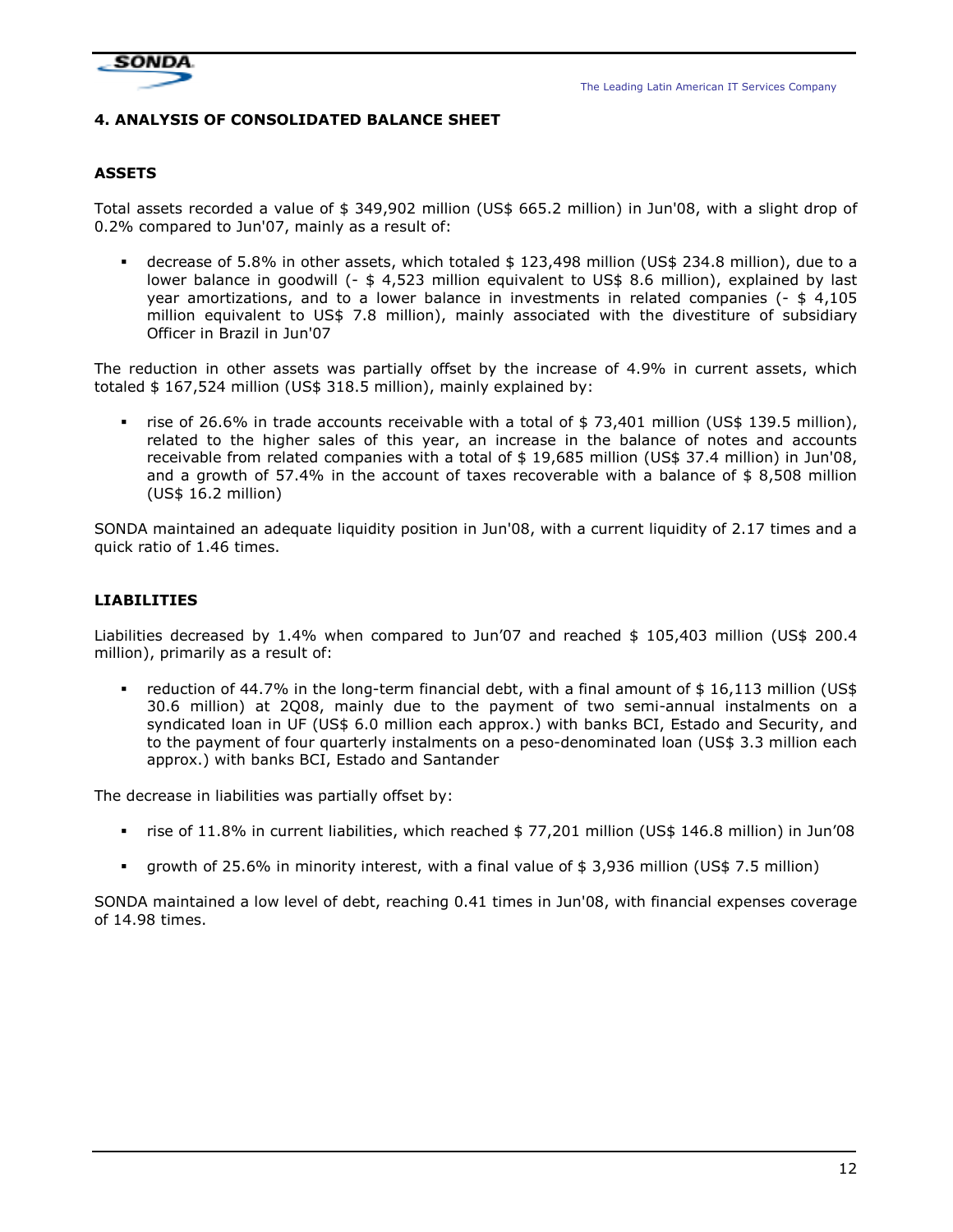## 4. ANALYSIS OF CONSOLIDATED BALANCE SHEET

### ASSETS

Total assets recorded a value of $ 349,902 million (US$ 665.2 million) in Jun'08, with a slight drop of 0.2% compared to Jun'07, mainly as a result of:

- decrease of 5.8% in other assets, which totaled $ 123,498 million (US$ 234.8 million), due to a lower balance in goodwill (- $ 4,523 million equivalent to US$ 8.6 million), explained by last year amortizations, and to a lower balance in investments in related companies (- $ 4,105 million equivalent to US$ 7.8 million), mainly associated with the divestiture of subsidiary Officer in Brazil in Jun'07

The reduction in other assets was partially offset by the increase of 4.9% in current assets, which totaled $ 167,524 million (US$ 318.5 million), mainly explained by:

- rise of 26.6% in trade accounts receivable with a total of $ 73,401 million (US$ 139.5 million), related to the higher sales of this year, an increase in the balance of notes and accounts receivable from related companies with a total of $ 19,685 million (US$ 37.4 million) in Jun'08, and a growth of 57.4% in the account of taxes recoverable with a balance of $ 8,508 million (US$ 16.2 million)

SONDA maintained an adequate liquidity position in Jun'08, with a current liquidity of 2.17 times and a quick ratio of 1.46 times.

### LIABILITIES

Liabilities decreased by 1.4% when compared to Jun'07 and reached $ 105,403 million (US$ 200.4 million), primarily as a result of:

- reduction of 44.7% in the long-term financial debt, with a final amount of $ 16,113 million (US$ 30.6 million) at 2Q08, mainly due to the payment of two semi-annual instalments on a syndicated loan in UF (US$ 6.0 million each approx.) with banks BCI, Estado and Security, and to the payment of four quarterly instalments on a peso-denominated loan (US$ 3.3 million each approx.) with banks BCI, Estado and Santander

The decrease in liabilities was partially offset by:

- rise of 11.8% in current liabilities, which reached $ 77,201 million (US$ 146.8 million) in Jun'08
- growth of 25.6% in minority interest, with a final value of $ 3,936 million (US$ 7.5 million)

SONDA maintained a low level of debt, reaching 0.41 times in Jun'08, with financial expenses coverage of 14.98 times.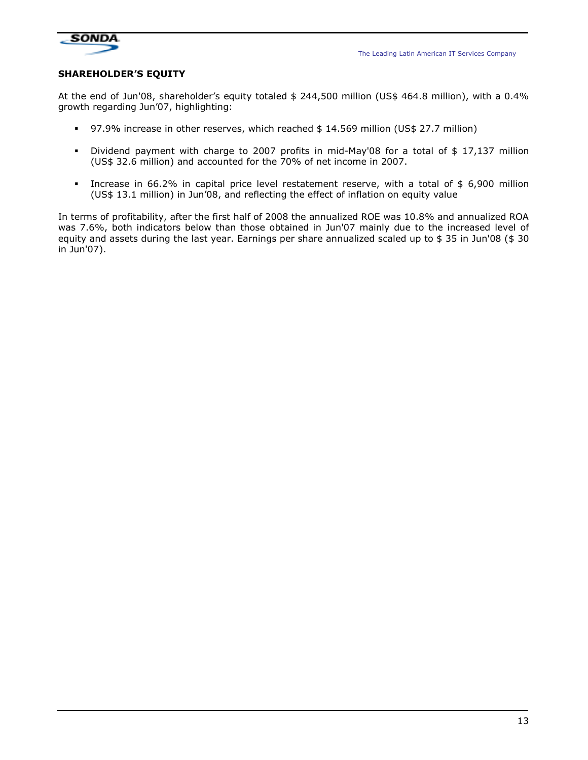**SHAREHOLDER'S EQUITY**

At the end of Jun'08, shareholder's equity totaled $ 244,500 million (US$ 464.8 million), with a 0.4% growth regarding Jun'07, highlighting:

- 97.9% increase in other reserves, which reached $ 14.569 million (US$ 27.7 million)
- Dividend payment with charge to 2007 profits in mid-May'08 for a total of $ 17,137 million (US$ 32.6 million) and accounted for the 70% of net income in 2007.
- Increase in 66.2% in capital price level restatement reserve, with a total of $ 6,900 million (US$ 13.1 million) in Jun'08, and reflecting the effect of inflation on equity value

In terms of profitability, after the first half of 2008 the annualized ROE was 10.8% and annualized ROA was 7.6%, both indicators below than those obtained in Jun'07 mainly due to the increased level of equity and assets during the last year. Earnings per share annualized scaled up to $ 35 in Jun'08 ($ 30 in Jun'07).